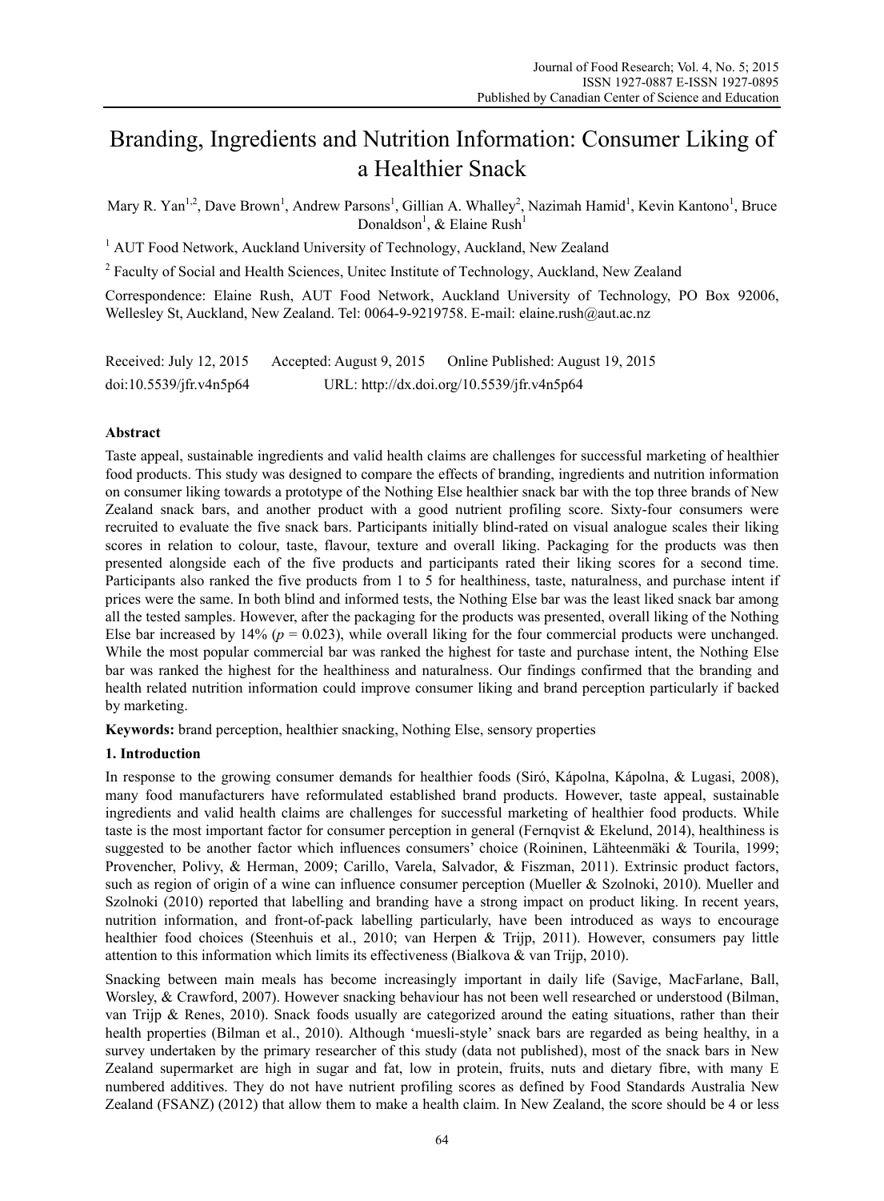# Branding, Ingredients and Nutrition Information: Consumer Liking of a Healthier Snack

Mary R. Yan[1,2], Dave Brown[1], Andrew Parsons[1], Gillian A. Whalley[2], Nazimah Hamid[1], Kevin Kantono[1], Bruce Donaldson[1], & Elaine Rush[1]

[1] AUT Food Network, Auckland University of Technology, Auckland, New Zealand

[2] Faculty of Social and Health Sciences, Unitec Institute of Technology, Auckland, New Zealand

Correspondence: Elaine Rush, AUT Food Network, Auckland University of Technology, PO Box 92006, Wellesley St, Auckland, New Zealand. Tel: 0064-9-9219758. E-mail: elaine.rush@aut.ac.nz

Received: July 12, 2015 Accepted: August 9, 2015 Online Published: August 19, 2015

doi:10.5539/jfr.v4n5p64 URL: http://dx.doi.org/10.5539/jfr.v4n5p64

## Abstract

Taste appeal, sustainable ingredients and valid health claims are challenges for successful marketing of healthier food products. This study was designed to compare the effects of branding, ingredients and nutrition information on consumer liking towards a prototype of the Nothing Else healthier snack bar with the top three brands of New Zealand snack bars, and another product with a good nutrient profiling score. Sixty-four consumers were recruited to evaluate the five snack bars. Participants initially blind-rated on visual analogue scales their liking scores in relation to colour, taste, flavour, texture and overall liking. Packaging for the products was then presented alongside each of the five products and participants rated their liking scores for a second time. Participants also ranked the five products from 1 to 5 for healthiness, taste, naturalness, and purchase intent if prices were the same. In both blind and informed tests, the Nothing Else bar was the least liked snack bar among all the tested samples. However, after the packaging for the products was presented, overall liking of the Nothing Else bar increased by 14% ($p$ = 0.023), while overall liking for the four commercial products were unchanged. While the most popular commercial bar was ranked the highest for taste and purchase intent, the Nothing Else bar was ranked the highest for the healthiness and naturalness. Our findings confirmed that the branding and health related nutrition information could improve consumer liking and brand perception particularly if backed by marketing.

**Keywords:** brand perception, healthier snacking, Nothing Else, sensory properties

## 1. Introduction

In response to the growing consumer demands for healthier foods (Siró, Kápolna, Kápolna, & Lugasi, 2008), many food manufacturers have reformulated established brand products. However, taste appeal, sustainable ingredients and valid health claims are challenges for successful marketing of healthier food products. While taste is the most important factor for consumer perception in general (Fernqvist & Ekelund, 2014), healthiness is suggested to be another factor which influences consumers' choice (Roininen, Lähteenmäki & Tourila, 1999; Provencher, Polivy, & Herman, 2009; Carillo, Varela, Salvador, & Fiszman, 2011). Extrinsic product factors, such as region of origin of a wine can influence consumer perception (Mueller & Szolnoki, 2010). Mueller and Szolnoki (2010) reported that labelling and branding have a strong impact on product liking. In recent years, nutrition information, and front-of-pack labelling particularly, have been introduced as ways to encourage healthier food choices (Steenhuis et al., 2010; van Herpen & Trijp, 2011). However, consumers pay little attention to this information which limits its effectiveness (Bialkova & van Trijp, 2010).

Snacking between main meals has become increasingly important in daily life (Savige, MacFarlane, Ball, Worsley, & Crawford, 2007). However snacking behaviour has not been well researched or understood (Bilman, van Trijp & Renes, 2010). Snack foods usually are categorized around the eating situations, rather than their health properties (Bilman et al., 2010). Although 'muesli-style' snack bars are regarded as being healthy, in a survey undertaken by the primary researcher of this study (data not published), most of the snack bars in New Zealand supermarket are high in sugar and fat, low in protein, fruits, nuts and dietary fibre, with many E numbered additives. They do not have nutrient profiling scores as defined by Food Standards Australia New Zealand (FSANZ) (2012) that allow them to make a health claim. In New Zealand, the score should be 4 or less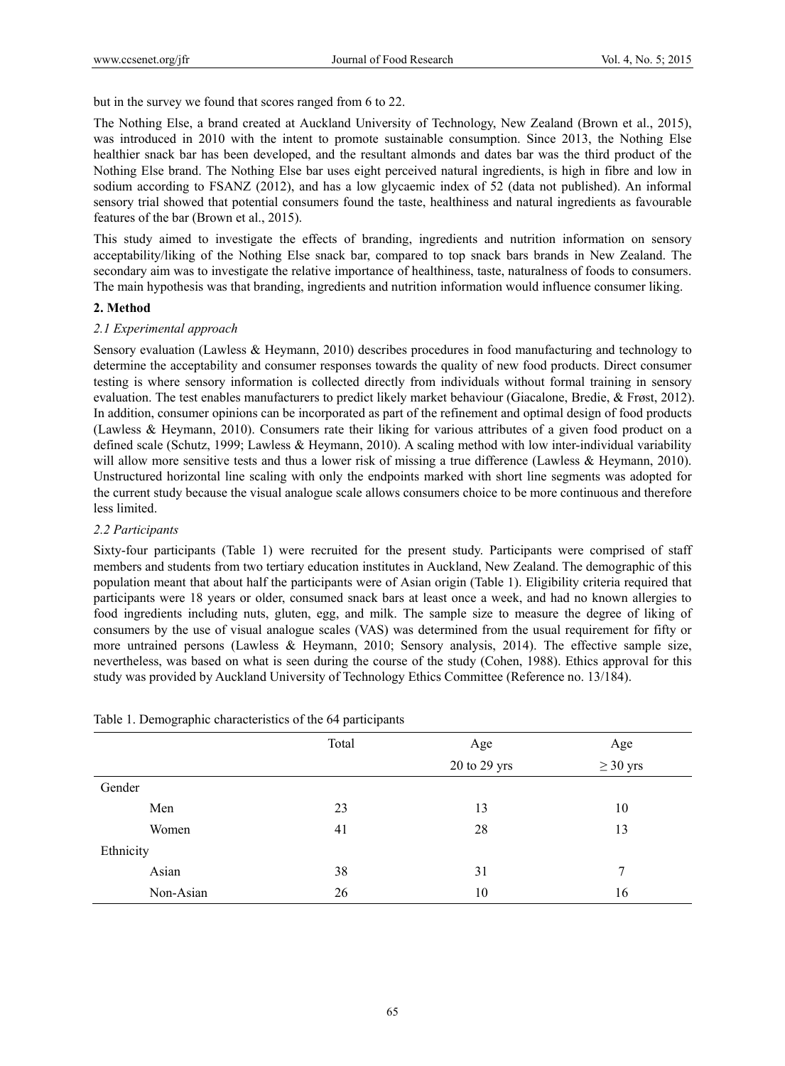but in the survey we found that scores ranged from 6 to 22.

The Nothing Else, a brand created at Auckland University of Technology, New Zealand (Brown et al., 2015), was introduced in 2010 with the intent to promote sustainable consumption. Since 2013, the Nothing Else healthier snack bar has been developed, and the resultant almonds and dates bar was the third product of the Nothing Else brand. The Nothing Else bar uses eight perceived natural ingredients, is high in fibre and low in sodium according to FSANZ (2012), and has a low glycaemic index of 52 (data not published). An informal sensory trial showed that potential consumers found the taste, healthiness and natural ingredients as favourable features of the bar (Brown et al., 2015).

This study aimed to investigate the effects of branding, ingredients and nutrition information on sensory acceptability/liking of the Nothing Else snack bar, compared to top snack bars brands in New Zealand. The secondary aim was to investigate the relative importance of healthiness, taste, naturalness of foods to consumers. The main hypothesis was that branding, ingredients and nutrition information would influence consumer liking.

## 2. Method

### *2.1 Experimental approach*

Sensory evaluation (Lawless & Heymann, 2010) describes procedures in food manufacturing and technology to determine the acceptability and consumer responses towards the quality of new food products. Direct consumer testing is where sensory information is collected directly from individuals without formal training in sensory evaluation. The test enables manufacturers to predict likely market behaviour (Giacalone, Bredie, & Frøst, 2012). In addition, consumer opinions can be incorporated as part of the refinement and optimal design of food products (Lawless & Heymann, 2010). Consumers rate their liking for various attributes of a given food product on a defined scale (Schutz, 1999; Lawless & Heymann, 2010). A scaling method with low inter-individual variability will allow more sensitive tests and thus a lower risk of missing a true difference (Lawless & Heymann, 2010). Unstructured horizontal line scaling with only the endpoints marked with short line segments was adopted for the current study because the visual analogue scale allows consumers choice to be more continuous and therefore less limited.

### *2.2 Participants*

Sixty-four participants (Table 1) were recruited for the present study. Participants were comprised of staff members and students from two tertiary education institutes in Auckland, New Zealand. The demographic of this population meant that about half the participants were of Asian origin (Table 1). Eligibility criteria required that participants were 18 years or older, consumed snack bars at least once a week, and had no known allergies to food ingredients including nuts, gluten, egg, and milk. The sample size to measure the degree of liking of consumers by the use of visual analogue scales (VAS) was determined from the usual requirement for fifty or more untrained persons (Lawless & Heymann, 2010; Sensory analysis, 2014). The effective sample size, nevertheless, was based on what is seen during the course of the study (Cohen, 1988). Ethics approval for this study was provided by Auckland University of Technology Ethics Committee (Reference no. 13/184).

Table 1. Demographic characteristics of the 64 participants

| | Total | Age 20 to 29 yrs | Age ≥ 30 yrs |
|---|---|---|---|
| Gender | | | |
| Men | 23 | 13 | 10 |
| Women | 41 | 28 | 13 |
| Ethnicity | | | |
| Asian | 38 | 31 | 7 |
| Non-Asian | 26 | 10 | 16 |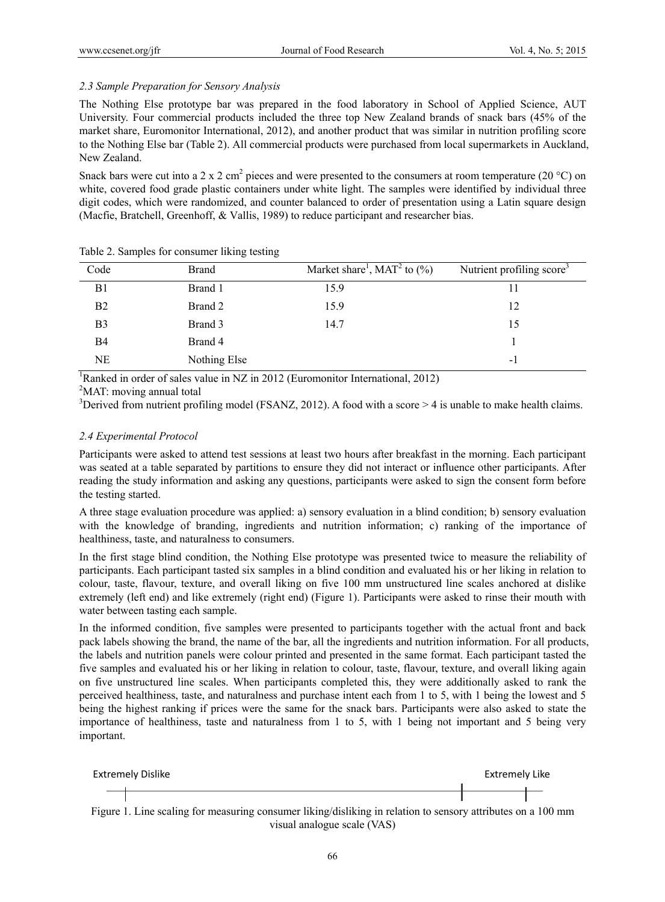### *2.3 Sample Preparation for Sensory Analysis*

The Nothing Else prototype bar was prepared in the food laboratory in School of Applied Science, AUT University. Four commercial products included the three top New Zealand brands of snack bars (45% of the market share, Euromonitor International, 2012), and another product that was similar in nutrition profiling score to the Nothing Else bar (Table 2). All commercial products were purchased from local supermarkets in Auckland, New Zealand.

Snack bars were cut into a 2 x 2 $cm^2$ pieces and were presented to the consumers at room temperature (20 °C) on white, covered food grade plastic containers under white light. The samples were identified by individual three digit codes, which were randomized, and counter balanced to order of presentation using a Latin square design (Macfie, Bratchell, Greenhoff, & Vallis, 1989) to reduce participant and researcher bias.

Table 2. Samples for consumer liking testing

| Code | Brand | Market share[1], MAT[2] to (%) | Nutrient profiling score[3] |
|---|---|---|---|
| B1 | Brand 1 | 15.9 | 11 |
| B2 | Brand 2 | 15.9 | 12 |
| B3 | Brand 3 | 14.7 | 15 |
| B4 | Brand 4 | | 1 |
| NE | Nothing Else | | -1 |

[1]Ranked in order of sales value in NZ in 2012 (Euromonitor International, 2012)

[2]MAT: moving annual total

[3]Derived from nutrient profiling model (FSANZ, 2012). A food with a score > 4 is unable to make health claims.

### *2.4 Experimental Protocol*

Participants were asked to attend test sessions at least two hours after breakfast in the morning. Each participant was seated at a table separated by partitions to ensure they did not interact or influence other participants. After reading the study information and asking any questions, participants were asked to sign the consent form before the testing started.

A three stage evaluation procedure was applied: a) sensory evaluation in a blind condition; b) sensory evaluation with the knowledge of branding, ingredients and nutrition information; c) ranking of the importance of healthiness, taste, and naturalness to consumers.

In the first stage blind condition, the Nothing Else prototype was presented twice to measure the reliability of participants. Each participant tasted six samples in a blind condition and evaluated his or her liking in relation to colour, taste, flavour, texture, and overall liking on five 100 mm unstructured line scales anchored at dislike extremely (left end) and like extremely (right end) (Figure 1). Participants were asked to rinse their mouth with water between tasting each sample.

In the informed condition, five samples were presented to participants together with the actual front and back pack labels showing the brand, the name of the bar, all the ingredients and nutrition information. For all products, the labels and nutrition panels were colour printed and presented in the same format. Each participant tasted the five samples and evaluated his or her liking in relation to colour, taste, flavour, texture, and overall liking again on five unstructured line scales. When participants completed this, they were additionally asked to rank the perceived healthiness, taste, and naturalness and purchase intent each from 1 to 5, with 1 being the lowest and 5 being the highest ranking if prices were the same for the snack bars. Participants were also asked to state the importance of healthiness, taste and naturalness from 1 to 5, with 1 being not important and 5 being very important.

Extremely Dislike — Extremely Like

Figure 1. Line scaling for measuring consumer liking/disliking in relation to sensory attributes on a 100 mm visual analogue scale (VAS)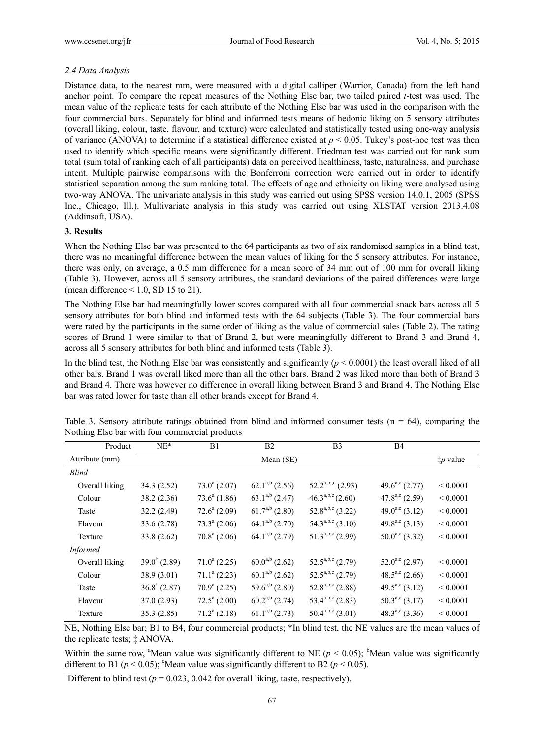*2.4 Data Analysis*

Distance data, to the nearest mm, were measured with a digital calliper (Warrior, Canada) from the left hand anchor point. To compare the repeat measures of the Nothing Else bar, two tailed paired *t*-test was used. The mean value of the replicate tests for each attribute of the Nothing Else bar was used in the comparison with the four commercial bars. Separately for blind and informed tests means of hedonic liking on 5 sensory attributes (overall liking, colour, taste, flavour, and texture) were calculated and statistically tested using one-way analysis of variance (ANOVA) to determine if a statistical difference existed at $p < 0.05$. Tukey's post-hoc test was then used to identify which specific means were significantly different. Friedman test was carried out for rank sum total (sum total of ranking each of all participants) data on perceived healthiness, taste, naturalness, and purchase intent. Multiple pairwise comparisons with the Bonferroni correction were carried out in order to identify statistical separation among the sum ranking total. The effects of age and ethnicity on liking were analysed using two-way ANOVA. The univariate analysis in this study was carried out using SPSS version 14.0.1, 2005 (SPSS Inc., Chicago, Ill.). Multivariate analysis in this study was carried out using XLSTAT version 2013.4.08 (Addinsoft, USA).

## 3. Results

When the Nothing Else bar was presented to the 64 participants as two of six randomised samples in a blind test, there was no meaningful difference between the mean values of liking for the 5 sensory attributes. For instance, there was only, on average, a 0.5 mm difference for a mean score of 34 mm out of 100 mm for overall liking (Table 3). However, across all 5 sensory attributes, the standard deviations of the paired differences were large (mean difference < 1.0, SD 15 to 21).

The Nothing Else bar had meaningfully lower scores compared with all four commercial snack bars across all 5 sensory attributes for both blind and informed tests with the 64 subjects (Table 3). The four commercial bars were rated by the participants in the same order of liking as the value of commercial sales (Table 2). The rating scores of Brand 1 were similar to that of Brand 2, but were meaningfully different to Brand 3 and Brand 4, across all 5 sensory attributes for both blind and informed tests (Table 3).

In the blind test, the Nothing Else bar was consistently and significantly ($p < 0.0001$) the least overall liked of all other bars. Brand 1 was overall liked more than all the other bars. Brand 2 was liked more than both of Brand 3 and Brand 4. There was however no difference in overall liking between Brand 3 and Brand 4. The Nothing Else bar was rated lower for taste than all other brands except for Brand 4.

Table 3. Sensory attribute ratings obtained from blind and informed consumer tests (n = 64), comparing the Nothing Else bar with four commercial products

| Product | NE* | B1 | B2 | B3 | B4 | |
|---|---|---|---|---|---|---|
| Attribute (mm) | Mean (SE) | | | | | ‡*p* value |
| *Blind* | | | | | | |
| Overall liking | 34.3 (2.52) | $73.0^{a}$ (2.07) | $62.1^{a,b}$ (2.56) | $52.2^{a,b,,c}$ (2.93) | $49.6^{a,c}$ (2.77) | < 0.0001 |
| Colour | 38.2 (2.36) | $73.6^{a}$ (1.86) | $63.1^{a,b}$ (2.47) | $46.3^{a,b,c}$ (2.60) | $47.8^{a,c}$ (2.59) | < 0.0001 |
| Taste | 32.2 (2.49) | $72.6^{a}$ (2.09) | $61.7^{a,b}$ (2.80) | $52.8^{a,b,c}$ (3.22) | $49.0^{a,c}$ (3.12) | < 0.0001 |
| Flavour | 33.6 (2.78) | $73.3^{a}$ (2.06) | $64.1^{a,b}$ (2.70) | $54.3^{a,b,c}$ (3.10) | $49.8^{a,c}$ (3.13) | < 0.0001 |
| Texture | 33.8 (2.62) | $70.8^{a}$ (2.06) | $64.1^{a,b}$ (2.79) | $51.3^{a,b,c}$ (2.99) | $50.0^{a,c}$ (3.32) | < 0.0001 |
| *Informed* | | | | | | |
| Overall liking | $39.0^{\dagger}$ (2.89) | $71.0^{a}$ (2.25) | $60.0^{a,b}$ (2.62) | $52.5^{a,b,c}$ (2.79) | $52.0^{a,c}$ (2.97) | < 0.0001 |
| Colour | 38.9 (3.01) | $71.1^{a}$ (2.23) | $60.1^{a,b}$ (2.62) | $52.5^{a,b,c}$ (2.79) | $48.5^{a,c}$ (2.66) | < 0.0001 |
| Taste | $36.8^{\dagger}$ (2.87) | $70.9^{a}$ (2.25) | $59.6^{a,b}$ (2.80) | $52.8^{a,b,c}$ (2.88) | $49.5^{a,c}$ (3.12) | < 0.0001 |
| Flavour | 37.0 (2.93) | $72.5^{a}$ (2.00) | $60.2^{a,b}$ (2.74) | $53.4^{a,b,c}$ (2.83) | $50.3^{a,c}$ (3.17) | < 0.0001 |
| Texture | 35.3 (2.85) | $71.2^{a}$ (2.18) | $61.1^{a,b}$ (2.73) | $50.4^{a,b,c}$ (3.01) | $48.3^{a,c}$ (3.36) | < 0.0001 |

NE, Nothing Else bar; B1 to B4, four commercial products; *In blind test, the NE values are the mean values of the replicate tests; ‡ ANOVA.

Within the same row, [a]Mean value was significantly different to NE ($p < 0.05$); [b]Mean value was significantly different to B1 ($p < 0.05$); [c]Mean value was significantly different to B2 ($p < 0.05$).

†Different to blind test ($p = 0.023$, $0.042$ for overall liking, taste, respectively).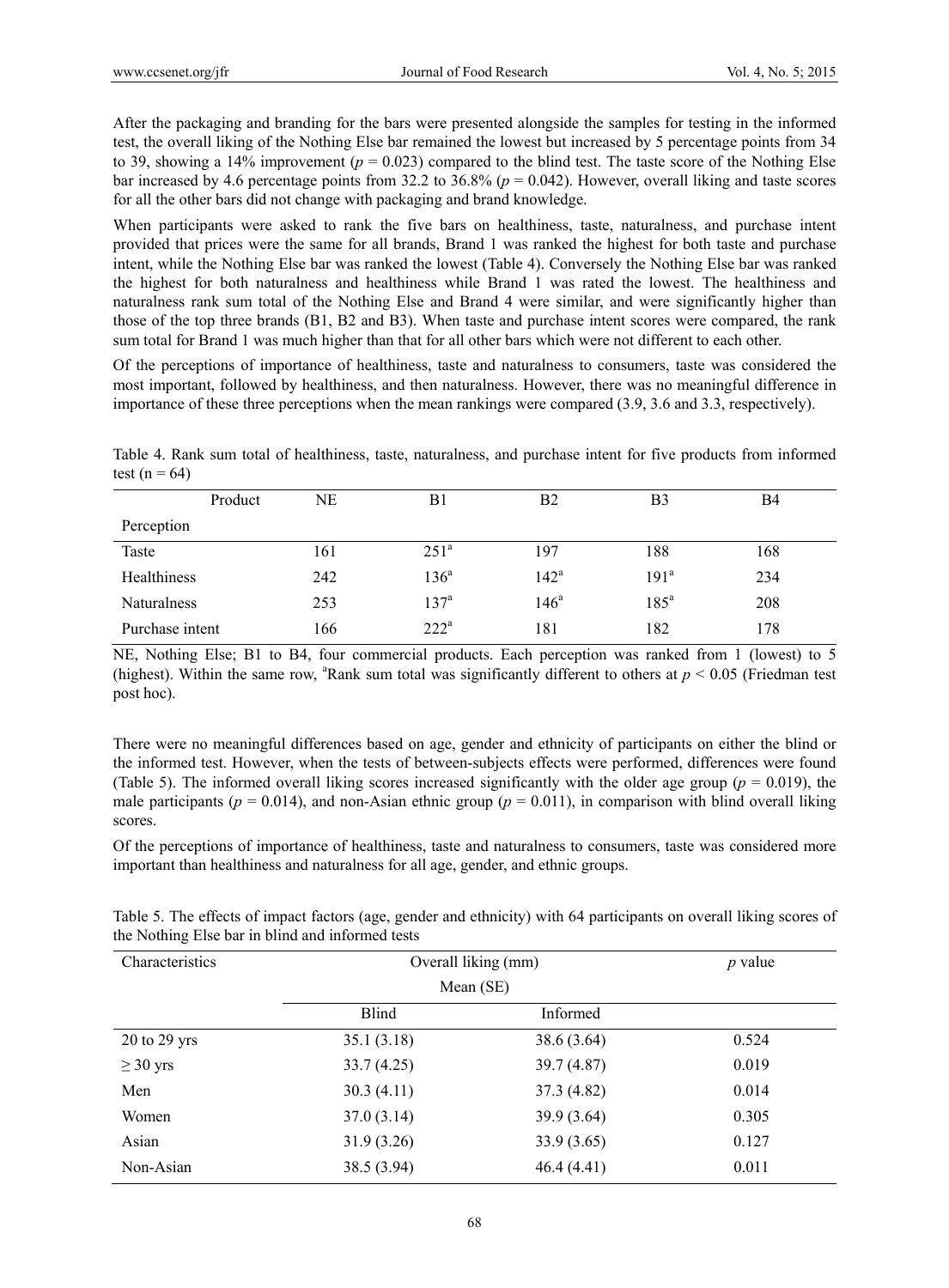After the packaging and branding for the bars were presented alongside the samples for testing in the informed test, the overall liking of the Nothing Else bar remained the lowest but increased by 5 percentage points from 34 to 39, showing a 14% improvement ($p = 0.023$) compared to the blind test. The taste score of the Nothing Else bar increased by 4.6 percentage points from 32.2 to 36.8% ($p = 0.042$). However, overall liking and taste scores for all the other bars did not change with packaging and brand knowledge.

When participants were asked to rank the five bars on healthiness, taste, naturalness, and purchase intent provided that prices were the same for all brands, Brand 1 was ranked the highest for both taste and purchase intent, while the Nothing Else bar was ranked the lowest (Table 4). Conversely the Nothing Else bar was ranked the highest for both naturalness and healthiness while Brand 1 was rated the lowest. The healthiness and naturalness rank sum total of the Nothing Else and Brand 4 were similar, and were significantly higher than those of the top three brands (B1, B2 and B3). When taste and purchase intent scores were compared, the rank sum total for Brand 1 was much higher than that for all other bars which were not different to each other.

Of the perceptions of importance of healthiness, taste and naturalness to consumers, taste was considered the most important, followed by healthiness, and then naturalness. However, there was no meaningful difference in importance of these three perceptions when the mean rankings were compared (3.9, 3.6 and 3.3, respectively).

Table 4. Rank sum total of healthiness, taste, naturalness, and purchase intent for five products from informed test (n = 64)

| Product / Perception | NE | B1 | B2 | B3 | B4 |
|---|---|---|---|---|---|
| Taste | 161 | 251[a] | 197 | 188 | 168 |
| Healthiness | 242 | 136[a] | 142[a] | 191[a] | 234 |
| Naturalness | 253 | 137[a] | 146[a] | 185[a] | 208 |
| Purchase intent | 166 | 222[a] | 181 | 182 | 178 |

NE, Nothing Else; B1 to B4, four commercial products. Each perception was ranked from 1 (lowest) to 5 (highest). Within the same row, [a]Rank sum total was significantly different to others at $p < 0.05$ (Friedman test post hoc).

There were no meaningful differences based on age, gender and ethnicity of participants on either the blind or the informed test. However, when the tests of between-subjects effects were performed, differences were found (Table 5). The informed overall liking scores increased significantly with the older age group ($p = 0.019$), the male participants ($p = 0.014$), and non-Asian ethnic group ($p = 0.011$), in comparison with blind overall liking scores.

Of the perceptions of importance of healthiness, taste and naturalness to consumers, taste was considered more important than healthiness and naturalness for all age, gender, and ethnic groups.

Table 5. The effects of impact factors (age, gender and ethnicity) with 64 participants on overall liking scores of the Nothing Else bar in blind and informed tests

| Characteristics | Overall liking (mm) Mean (SE) | | $p$ value |
|---|---|---|---|
| | Blind | Informed | |
| 20 to 29 yrs | 35.1 (3.18) | 38.6 (3.64) | 0.524 |
| ≥ 30 yrs | 33.7 (4.25) | 39.7 (4.87) | 0.019 |
| Men | 30.3 (4.11) | 37.3 (4.82) | 0.014 |
| Women | 37.0 (3.14) | 39.9 (3.64) | 0.305 |
| Asian | 31.9 (3.26) | 33.9 (3.65) | 0.127 |
| Non-Asian | 38.5 (3.94) | 46.4 (4.41) | 0.011 |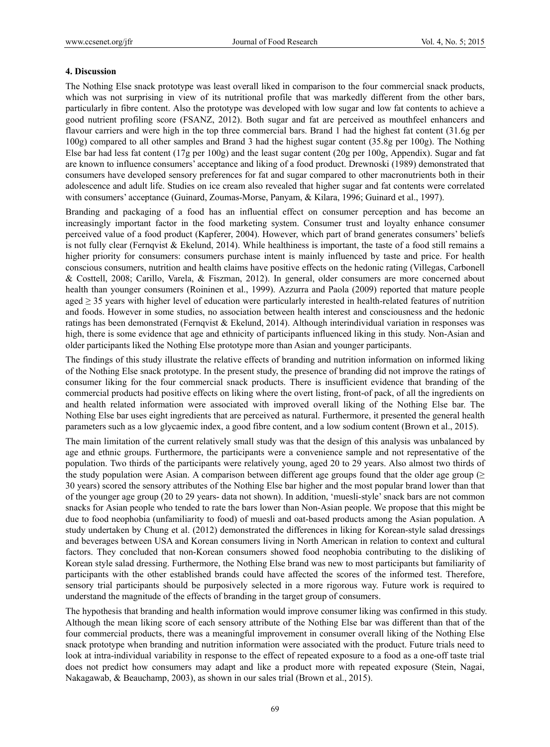## 4. Discussion

The Nothing Else snack prototype was least overall liked in comparison to the four commercial snack products, which was not surprising in view of its nutritional profile that was markedly different from the other bars, particularly in fibre content. Also the prototype was developed with low sugar and low fat contents to achieve a good nutrient profiling score (FSANZ, 2012). Both sugar and fat are perceived as mouthfeel enhancers and flavour carriers and were high in the top three commercial bars. Brand 1 had the highest fat content (31.6g per 100g) compared to all other samples and Brand 3 had the highest sugar content (35.8g per 100g). The Nothing Else bar had less fat content (17g per 100g) and the least sugar content (20g per 100g, Appendix). Sugar and fat are known to influence consumers' acceptance and liking of a food product. Drewnoski (1989) demonstrated that consumers have developed sensory preferences for fat and sugar compared to other macronutrients both in their adolescence and adult life. Studies on ice cream also revealed that higher sugar and fat contents were correlated with consumers' acceptance (Guinard, Zoumas-Morse, Panyam, & Kilara, 1996; Guinard et al., 1997).

Branding and packaging of a food has an influential effect on consumer perception and has become an increasingly important factor in the food marketing system. Consumer trust and loyalty enhance consumer perceived value of a food product (Kapferer, 2004). However, which part of brand generates consumers' beliefs is not fully clear (Fernqvist & Ekelund, 2014). While healthiness is important, the taste of a food still remains a higher priority for consumers: consumers purchase intent is mainly influenced by taste and price. For health conscious consumers, nutrition and health claims have positive effects on the hedonic rating (Villegas, Carbonell & Costtell, 2008; Carillo, Varela, & Fiszman, 2012). In general, older consumers are more concerned about health than younger consumers (Roininen et al., 1999). Azzurra and Paola (2009) reported that mature people aged ≥ 35 years with higher level of education were particularly interested in health-related features of nutrition and foods. However in some studies, no association between health interest and consciousness and the hedonic ratings has been demonstrated (Fernqvist & Ekelund, 2014). Although interindividual variation in responses was high, there is some evidence that age and ethnicity of participants influenced liking in this study. Non-Asian and older participants liked the Nothing Else prototype more than Asian and younger participants.

The findings of this study illustrate the relative effects of branding and nutrition information on informed liking of the Nothing Else snack prototype. In the present study, the presence of branding did not improve the ratings of consumer liking for the four commercial snack products. There is insufficient evidence that branding of the commercial products had positive effects on liking where the overt listing, front-of pack, of all the ingredients on and health related information were associated with improved overall liking of the Nothing Else bar. The Nothing Else bar uses eight ingredients that are perceived as natural. Furthermore, it presented the general health parameters such as a low glycaemic index, a good fibre content, and a low sodium content (Brown et al., 2015).

The main limitation of the current relatively small study was that the design of this analysis was unbalanced by age and ethnic groups. Furthermore, the participants were a convenience sample and not representative of the population. Two thirds of the participants were relatively young, aged 20 to 29 years. Also almost two thirds of the study population were Asian. A comparison between different age groups found that the older age group (≥ 30 years) scored the sensory attributes of the Nothing Else bar higher and the most popular brand lower than that of the younger age group (20 to 29 years- data not shown). In addition, 'muesli-style' snack bars are not common snacks for Asian people who tended to rate the bars lower than Non-Asian people. We propose that this might be due to food neophobia (unfamiliarity to food) of muesli and oat-based products among the Asian population. A study undertaken by Chung et al. (2012) demonstrated the differences in liking for Korean-style salad dressings and beverages between USA and Korean consumers living in North American in relation to context and cultural factors. They concluded that non-Korean consumers showed food neophobia contributing to the disliking of Korean style salad dressing. Furthermore, the Nothing Else brand was new to most participants but familiarity of participants with the other established brands could have affected the scores of the informed test. Therefore, sensory trial participants should be purposively selected in a more rigorous way. Future work is required to understand the magnitude of the effects of branding in the target group of consumers.

The hypothesis that branding and health information would improve consumer liking was confirmed in this study. Although the mean liking score of each sensory attribute of the Nothing Else bar was different than that of the four commercial products, there was a meaningful improvement in consumer overall liking of the Nothing Else snack prototype when branding and nutrition information were associated with the product. Future trials need to look at intra-individual variability in response to the effect of repeated exposure to a food as a one-off taste trial does not predict how consumers may adapt and like a product more with repeated exposure (Stein, Nagai, Nakagawab, & Beauchamp, 2003), as shown in our sales trial (Brown et al., 2015).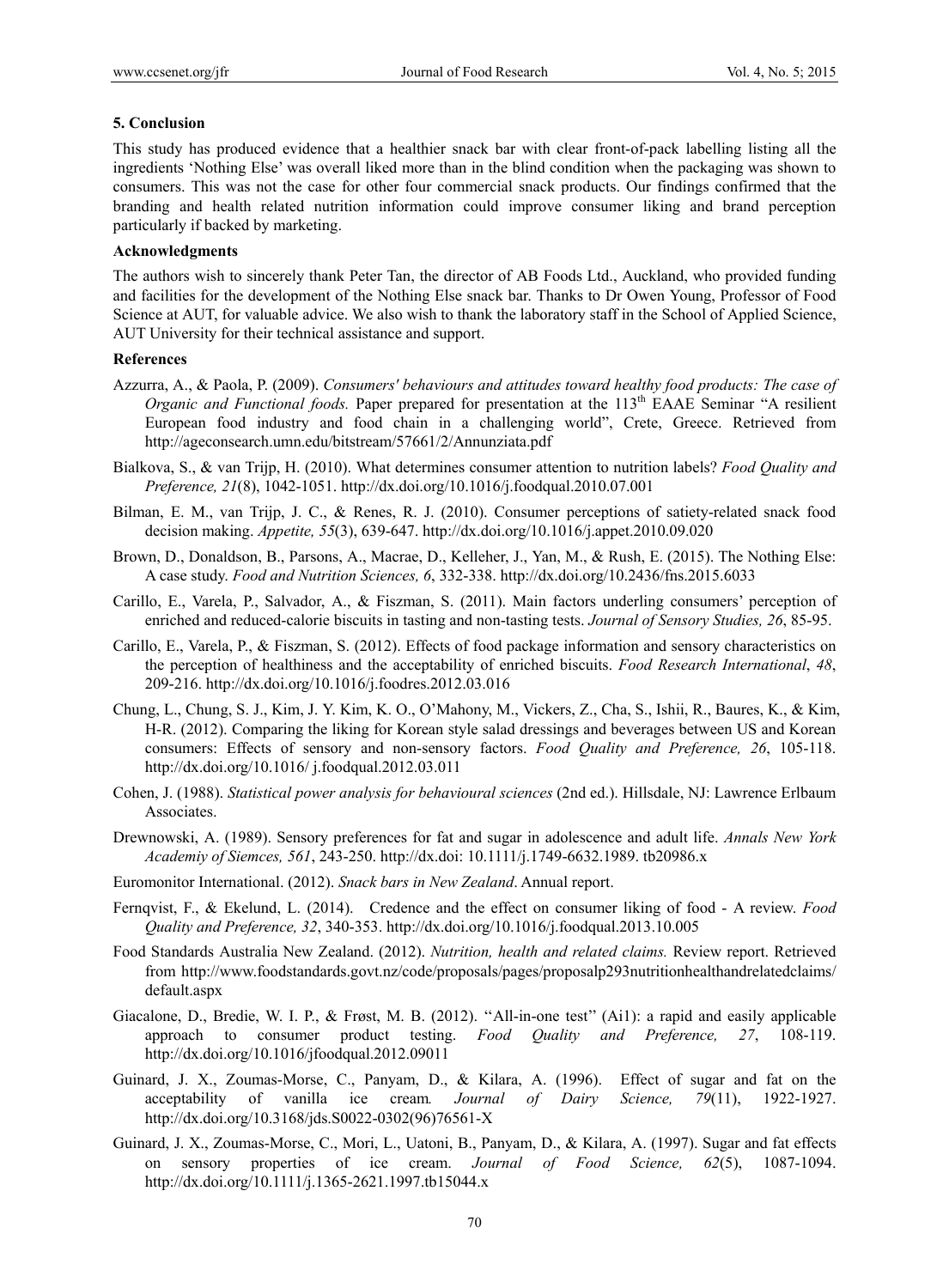## 5. Conclusion

This study has produced evidence that a healthier snack bar with clear front-of-pack labelling listing all the ingredients 'Nothing Else' was overall liked more than in the blind condition when the packaging was shown to consumers. This was not the case for other four commercial snack products. Our findings confirmed that the branding and health related nutrition information could improve consumer liking and brand perception particularly if backed by marketing.

### Acknowledgments

The authors wish to sincerely thank Peter Tan, the director of AB Foods Ltd., Auckland, who provided funding and facilities for the development of the Nothing Else snack bar. Thanks to Dr Owen Young, Professor of Food Science at AUT, for valuable advice. We also wish to thank the laboratory staff in the School of Applied Science, AUT University for their technical assistance and support.

### References

Azzurra, A., & Paola, P. (2009). *Consumers' behaviours and attitudes toward healthy food products: The case of Organic and Functional foods.* Paper prepared for presentation at the 113th EAAE Seminar "A resilient European food industry and food chain in a challenging world", Crete, Greece. Retrieved from http://ageconsearch.umn.edu/bitstream/57661/2/Annunziata.pdf

Bialkova, S., & van Trijp, H. (2010). What determines consumer attention to nutrition labels? *Food Quality and Preference, 21*(8), 1042-1051. http://dx.doi.org/10.1016/j.foodqual.2010.07.001

Bilman, E. M., van Trijp, J. C., & Renes, R. J. (2010). Consumer perceptions of satiety-related snack food decision making. *Appetite, 55*(3), 639-647. http://dx.doi.org/10.1016/j.appet.2010.09.020

Brown, D., Donaldson, B., Parsons, A., Macrae, D., Kelleher, J., Yan, M., & Rush, E. (2015). The Nothing Else: A case study. *Food and Nutrition Sciences, 6*, 332-338. http://dx.doi.org/10.2436/fns.2015.6033

Carillo, E., Varela, P., Salvador, A., & Fiszman, S. (2011). Main factors underling consumers' perception of enriched and reduced-calorie biscuits in tasting and non-tasting tests. *Journal of Sensory Studies, 26*, 85-95.

Carillo, E., Varela, P., & Fiszman, S. (2012). Effects of food package information and sensory characteristics on the perception of healthiness and the acceptability of enriched biscuits. *Food Research International*, *48*, 209-216. http://dx.doi.org/10.1016/j.foodres.2012.03.016

Chung, L., Chung, S. J., Kim, J. Y. Kim, K. O., O'Mahony, M., Vickers, Z., Cha, S., Ishii, R., Baures, K., & Kim, H-R. (2012). Comparing the liking for Korean style salad dressings and beverages between US and Korean consumers: Effects of sensory and non-sensory factors. *Food Quality and Preference, 26*, 105-118. http://dx.doi.org/10.1016/ j.foodqual.2012.03.011

Cohen, J. (1988). *Statistical power analysis for behavioural sciences* (2nd ed.). Hillsdale, NJ: Lawrence Erlbaum Associates.

Drewnowski, A. (1989). Sensory preferences for fat and sugar in adolescence and adult life. *Annals New York Academiy of Siemces, 561*, 243-250. http://dx.doi: 10.1111/j.1749-6632.1989. tb20986.x

Euromonitor International. (2012). *Snack bars in New Zealand*. Annual report.

Fernqvist, F., & Ekelund, L. (2014). Credence and the effect on consumer liking of food - A review. *Food Quality and Preference, 32*, 340-353. http://dx.doi.org/10.1016/j.foodqual.2013.10.005

Food Standards Australia New Zealand. (2012). *Nutrition, health and related claims.* Review report. Retrieved from http://www.foodstandards.govt.nz/code/proposals/pages/proposalp293nutritionhealthandrelatedclaims/default.aspx

Giacalone, D., Bredie, W. I. P., & Frøst, M. B. (2012). ''All-in-one test'' (Ai1): a rapid and easily applicable approach to consumer product testing. *Food Quality and Preference, 27*, 108-119. http://dx.doi.org/10.1016/jfoodqual.2012.09011

Guinard, J. X., Zoumas-Morse, C., Panyam, D., & Kilara, A. (1996). Effect of sugar and fat on the acceptability of vanilla ice cream*. Journal of Dairy Science, 79*(11), 1922-1927. http://dx.doi.org/10.3168/jds.S0022-0302(96)76561-X

Guinard, J. X., Zoumas-Morse, C., Mori, L., Uatoni, B., Panyam, D., & Kilara, A. (1997). Sugar and fat effects on sensory properties of ice cream. *Journal of Food Science, 62*(5), 1087-1094. http://dx.doi.org/10.1111/j.1365-2621.1997.tb15044.x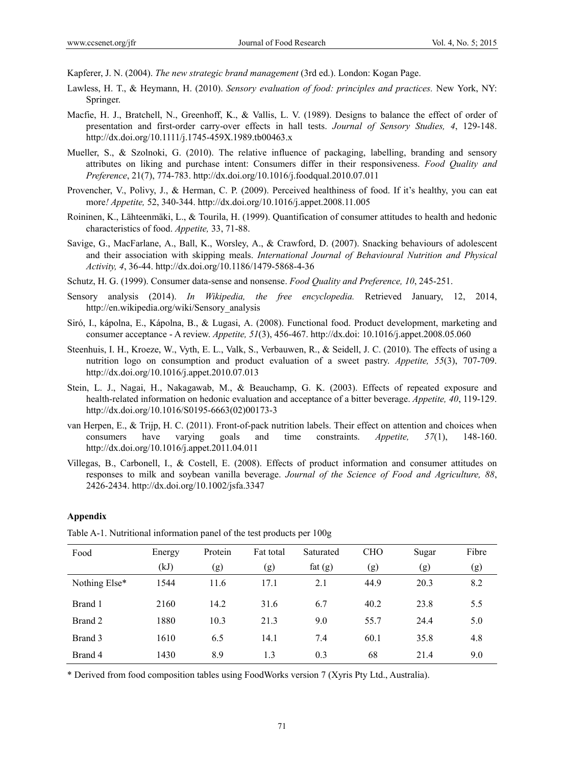Kapferer, J. N. (2004). *The new strategic brand management* (3rd ed.). London: Kogan Page.

Lawless, H. T., & Heymann, H. (2010). *Sensory evaluation of food: principles and practices.* New York, NY: Springer.

Macfie, H. J., Bratchell, N., Greenhoff, K., & Vallis, L. V. (1989). Designs to balance the effect of order of presentation and first-order carry-over effects in hall tests. *Journal of Sensory Studies, 4*, 129-148. http://dx.doi.org/10.1111/j.1745-459X.1989.tb00463.x

Mueller, S., & Szolnoki, G. (2010). The relative influence of packaging, labelling, branding and sensory attributes on liking and purchase intent: Consumers differ in their responsiveness. *Food Quality and Preference*, 21(7), 774-783. http://dx.doi.org/10.1016/j.foodqual.2010.07.011

Provencher, V., Polivy, J., & Herman, C. P. (2009). Perceived healthiness of food. If it's healthy, you can eat more*! Appetite,* 52, 340-344. http://dx.doi.org/10.1016/j.appet.2008.11.005

Roininen, K., Lähteenmäki, L., & Tourila, H. (1999). Quantification of consumer attitudes to health and hedonic characteristics of food. *Appetite,* 33, 71-88.

Savige, G., MacFarlane, A., Ball, K., Worsley, A., & Crawford, D. (2007). Snacking behaviours of adolescent and their association with skipping meals. *International Journal of Behavioural Nutrition and Physical Activity, 4*, 36-44. http://dx.doi.org/10.1186/1479-5868-4-36

Schutz, H. G. (1999). Consumer data-sense and nonsense. *Food Quality and Preference, 10*, 245-251.

Sensory analysis (2014). *In Wikipedia, the free encyclopedia.* Retrieved January, 12, 2014, http://en.wikipedia.org/wiki/Sensory_analysis

Siró, I., kápolna, E., Kápolna, B., & Lugasi, A. (2008). Functional food. Product development, marketing and consumer acceptance - A review. *Appetite, 51*(3), 456-467. http://dx.doi: 10.1016/j.appet.2008.05.060

Steenhuis, I. H., Kroeze, W., Vyth, E. L., Valk, S., Verbauwen, R., & Seidell, J. C. (2010). The effects of using a nutrition logo on consumption and product evaluation of a sweet pastry. *Appetite, 55*(3), 707-709. http://dx.doi.org/10.1016/j.appet.2010.07.013

Stein, L. J., Nagai, H., Nakagawab, M., & Beauchamp, G. K. (2003). Effects of repeated exposure and health-related information on hedonic evaluation and acceptance of a bitter beverage. *Appetite, 40*, 119-129. http://dx.doi.org/10.1016/S0195-6663(02)00173-3

van Herpen, E., & Trijp, H. C. (2011). Front-of-pack nutrition labels. Their effect on attention and choices when consumers have varying goals and time constraints. *Appetite, 57*(1), 148-160. http://dx.doi.org/10.1016/j.appet.2011.04.011

Villegas, B., Carbonell, I., & Costell, E. (2008). Effects of product information and consumer attitudes on responses to milk and soybean vanilla beverage. *Journal of the Science of Food and Agriculture, 88*, 2426-2434. http://dx.doi.org/10.1002/jsfa.3347

**Appendix**

Table A-1. Nutritional information panel of the test products per 100g

| Food | Energy (kJ) | Protein (g) | Fat total (g) | Saturated fat (g) | CHO (g) | Sugar (g) | Fibre (g) |
|---|---|---|---|---|---|---|---|
| Nothing Else* | 1544 | 11.6 | 17.1 | 2.1 | 44.9 | 20.3 | 8.2 |
| Brand 1 | 2160 | 14.2 | 31.6 | 6.7 | 40.2 | 23.8 | 5.5 |
| Brand 2 | 1880 | 10.3 | 21.3 | 9.0 | 55.7 | 24.4 | 5.0 |
| Brand 3 | 1610 | 6.5 | 14.1 | 7.4 | 60.1 | 35.8 | 4.8 |
| Brand 4 | 1430 | 8.9 | 1.3 | 0.3 | 68 | 21.4 | 9.0 |

\* Derived from food composition tables using FoodWorks version 7 (Xyris Pty Ltd., Australia).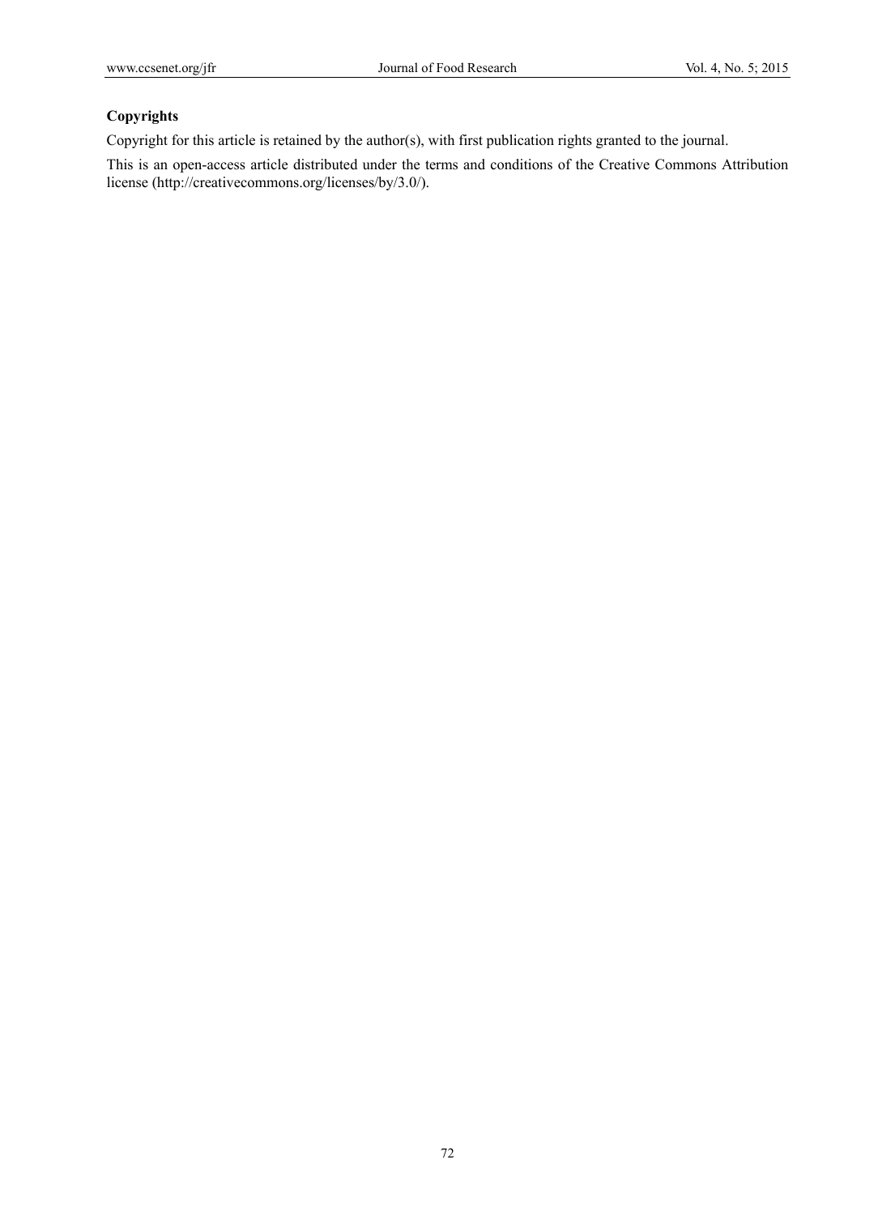**Copyrights**

Copyright for this article is retained by the author(s), with first publication rights granted to the journal.

This is an open-access article distributed under the terms and conditions of the Creative Commons Attribution license (http://creativecommons.org/licenses/by/3.0/).